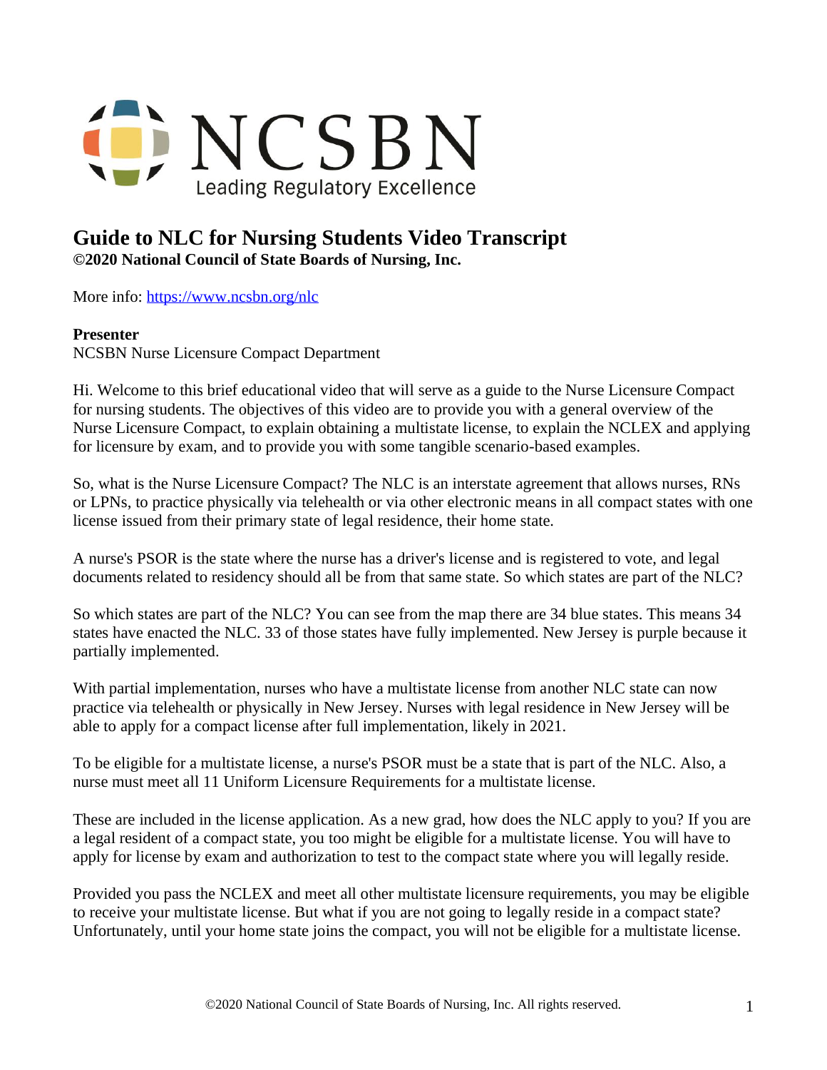NCSBN
Leading Regulatory Excellence

# Guide to NLC for Nursing Students Video Transcript

**©2020 National Council of State Boards of Nursing, Inc.**

More info: [https://www.ncsbn.org/nlc](https://www.ncsbn.org/nlc)

**Presenter**
NCSBN Nurse Licensure Compact Department

Hi. Welcome to this brief educational video that will serve as a guide to the Nurse Licensure Compact for nursing students. The objectives of this video are to provide you with a general overview of the Nurse Licensure Compact, to explain obtaining a multistate license, to explain the NCLEX and applying for licensure by exam, and to provide you with some tangible scenario-based examples.

So, what is the Nurse Licensure Compact? The NLC is an interstate agreement that allows nurses, RNs or LPNs, to practice physically via telehealth or via other electronic means in all compact states with one license issued from their primary state of legal residence, their home state.

A nurse's PSOR is the state where the nurse has a driver's license and is registered to vote, and legal documents related to residency should all be from that same state. So which states are part of the NLC?

So which states are part of the NLC? You can see from the map there are 34 blue states. This means 34 states have enacted the NLC. 33 of those states have fully implemented. New Jersey is purple because it partially implemented.

With partial implementation, nurses who have a multistate license from another NLC state can now practice via telehealth or physically in New Jersey. Nurses with legal residence in New Jersey will be able to apply for a compact license after full implementation, likely in 2021.

To be eligible for a multistate license, a nurse's PSOR must be a state that is part of the NLC. Also, a nurse must meet all 11 Uniform Licensure Requirements for a multistate license.

These are included in the license application. As a new grad, how does the NLC apply to you? If you are a legal resident of a compact state, you too might be eligible for a multistate license. You will have to apply for license by exam and authorization to test to the compact state where you will legally reside.

Provided you pass the NCLEX and meet all other multistate licensure requirements, you may be eligible to receive your multistate license. But what if you are not going to legally reside in a compact state? Unfortunately, until your home state joins the compact, you will not be eligible for a multistate license.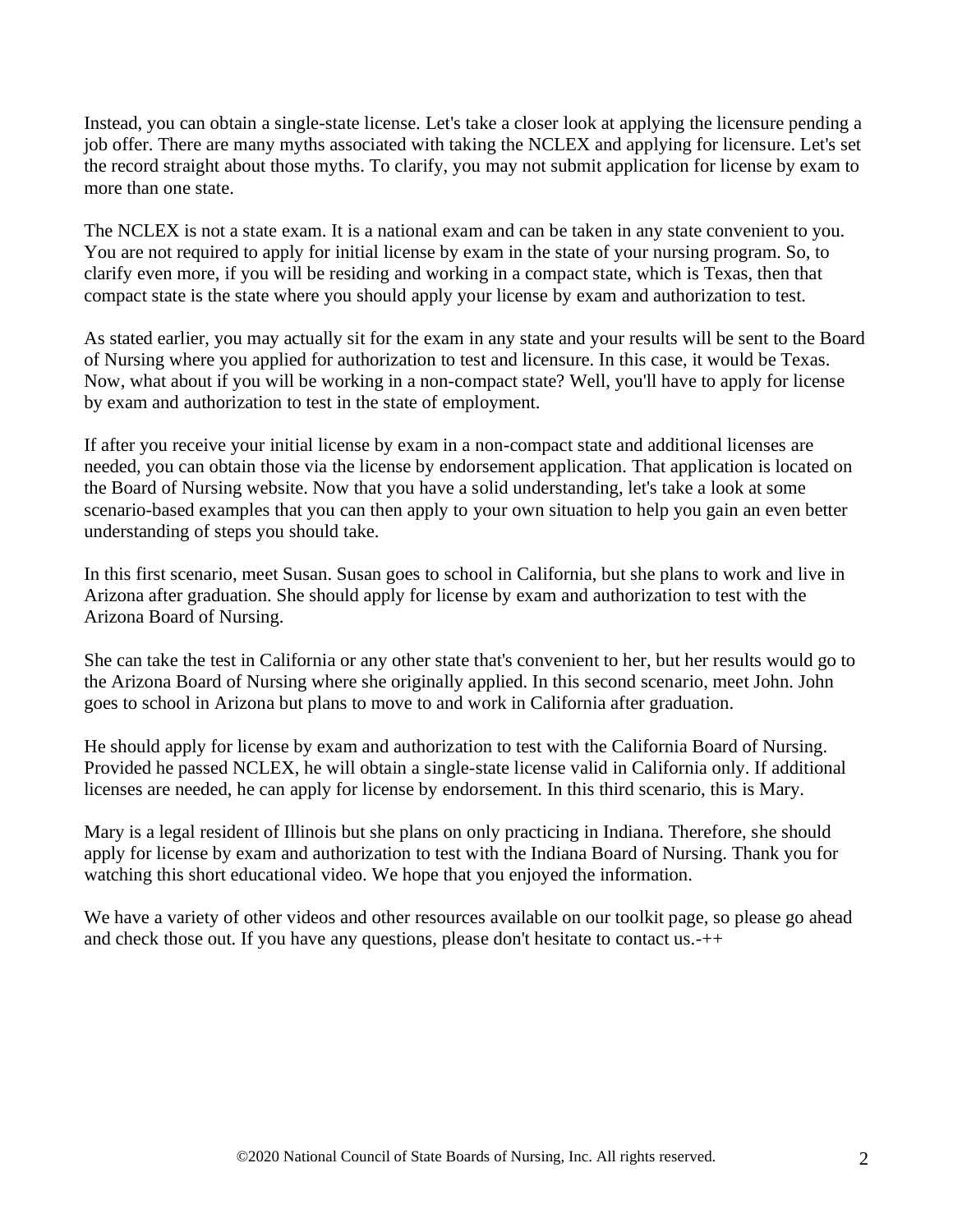Instead, you can obtain a single-state license. Let's take a closer look at applying the licensure pending a job offer. There are many myths associated with taking the NCLEX and applying for licensure. Let's set the record straight about those myths. To clarify, you may not submit application for license by exam to more than one state.

The NCLEX is not a state exam. It is a national exam and can be taken in any state convenient to you. You are not required to apply for initial license by exam in the state of your nursing program. So, to clarify even more, if you will be residing and working in a compact state, which is Texas, then that compact state is the state where you should apply your license by exam and authorization to test.

As stated earlier, you may actually sit for the exam in any state and your results will be sent to the Board of Nursing where you applied for authorization to test and licensure. In this case, it would be Texas. Now, what about if you will be working in a non-compact state? Well, you'll have to apply for license by exam and authorization to test in the state of employment.

If after you receive your initial license by exam in a non-compact state and additional licenses are needed, you can obtain those via the license by endorsement application. That application is located on the Board of Nursing website. Now that you have a solid understanding, let's take a look at some scenario-based examples that you can then apply to your own situation to help you gain an even better understanding of steps you should take.

In this first scenario, meet Susan. Susan goes to school in California, but she plans to work and live in Arizona after graduation. She should apply for license by exam and authorization to test with the Arizona Board of Nursing.

She can take the test in California or any other state that's convenient to her, but her results would go to the Arizona Board of Nursing where she originally applied. In this second scenario, meet John. John goes to school in Arizona but plans to move to and work in California after graduation.

He should apply for license by exam and authorization to test with the California Board of Nursing. Provided he passed NCLEX, he will obtain a single-state license valid in California only. If additional licenses are needed, he can apply for license by endorsement. In this third scenario, this is Mary.

Mary is a legal resident of Illinois but she plans on only practicing in Indiana. Therefore, she should apply for license by exam and authorization to test with the Indiana Board of Nursing. Thank you for watching this short educational video. We hope that you enjoyed the information.

We have a variety of other videos and other resources available on our toolkit page, so please go ahead and check those out. If you have any questions, please don't hesitate to contact us.-++

©2020 National Council of State Boards of Nursing, Inc. All rights reserved.